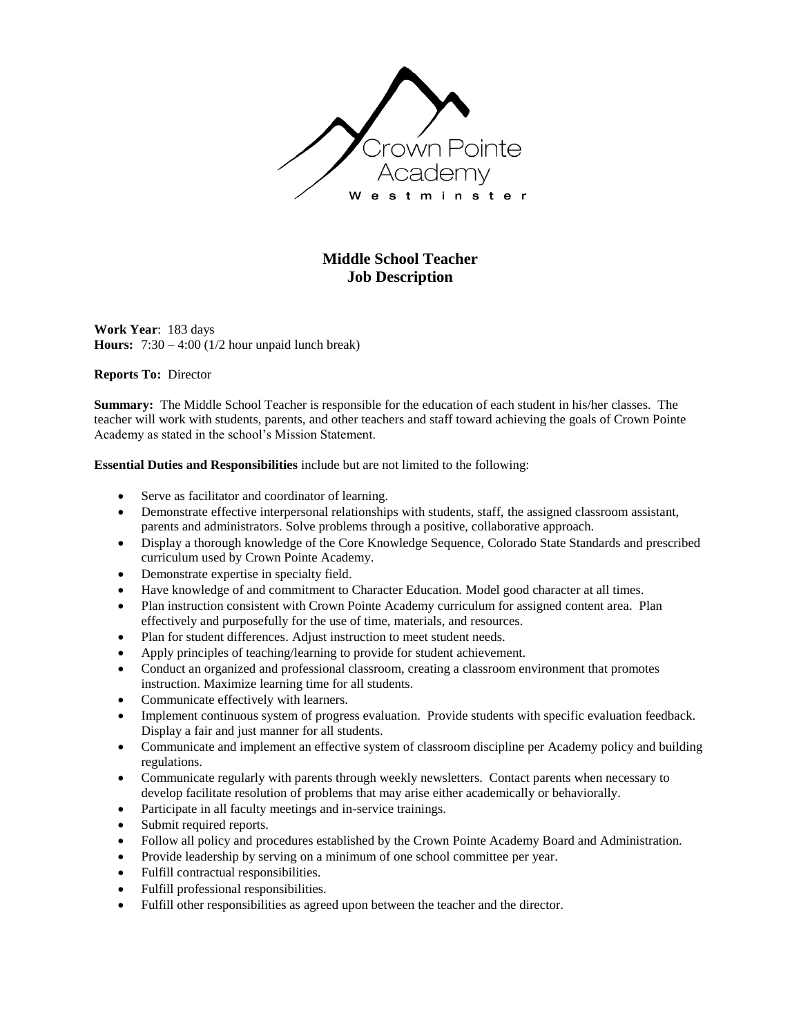Crown Pointe Academy

Westminster

# Middle School Teacher
# Job Description

**Work Year**: 183 days
**Hours:** 7:30 – 4:00 (1/2 hour unpaid lunch break)

**Reports To:** Director

**Summary:** The Middle School Teacher is responsible for the education of each student in his/her classes. The teacher will work with students, parents, and other teachers and staff toward achieving the goals of Crown Pointe Academy as stated in the school's Mission Statement.

**Essential Duties and Responsibilities** include but are not limited to the following:

- Serve as facilitator and coordinator of learning.
- Demonstrate effective interpersonal relationships with students, staff, the assigned classroom assistant, parents and administrators. Solve problems through a positive, collaborative approach.
- Display a thorough knowledge of the Core Knowledge Sequence, Colorado State Standards and prescribed curriculum used by Crown Pointe Academy.
- Demonstrate expertise in specialty field.
- Have knowledge of and commitment to Character Education. Model good character at all times.
- Plan instruction consistent with Crown Pointe Academy curriculum for assigned content area. Plan effectively and purposefully for the use of time, materials, and resources.
- Plan for student differences. Adjust instruction to meet student needs.
- Apply principles of teaching/learning to provide for student achievement.
- Conduct an organized and professional classroom, creating a classroom environment that promotes instruction. Maximize learning time for all students.
- Communicate effectively with learners.
- Implement continuous system of progress evaluation. Provide students with specific evaluation feedback. Display a fair and just manner for all students.
- Communicate and implement an effective system of classroom discipline per Academy policy and building regulations.
- Communicate regularly with parents through weekly newsletters. Contact parents when necessary to develop facilitate resolution of problems that may arise either academically or behaviorally.
- Participate in all faculty meetings and in-service trainings.
- Submit required reports.
- Follow all policy and procedures established by the Crown Pointe Academy Board and Administration.
- Provide leadership by serving on a minimum of one school committee per year.
- Fulfill contractual responsibilities.
- Fulfill professional responsibilities.
- Fulfill other responsibilities as agreed upon between the teacher and the director.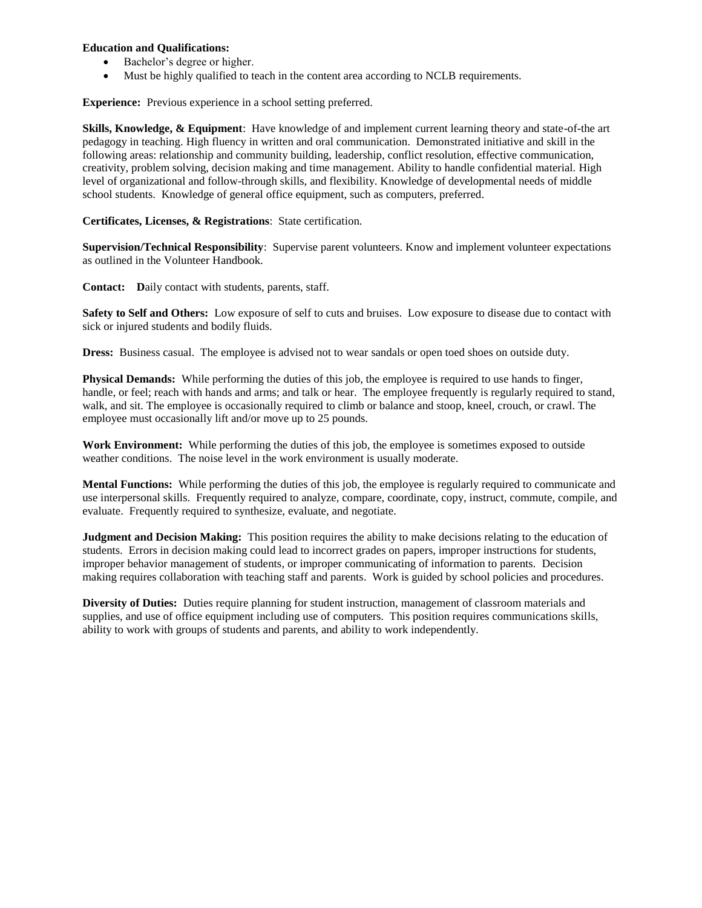**Education and Qualifications:**

- Bachelor's degree or higher.
- Must be highly qualified to teach in the content area according to NCLB requirements.

**Experience:** Previous experience in a school setting preferred.

**Skills, Knowledge, & Equipment**: Have knowledge of and implement current learning theory and state-of-the art pedagogy in teaching. High fluency in written and oral communication. Demonstrated initiative and skill in the following areas: relationship and community building, leadership, conflict resolution, effective communication, creativity, problem solving, decision making and time management. Ability to handle confidential material. High level of organizational and follow-through skills, and flexibility. Knowledge of developmental needs of middle school students. Knowledge of general office equipment, such as computers, preferred.

**Certificates, Licenses, & Registrations**: State certification.

**Supervision/Technical Responsibility**: Supervise parent volunteers. Know and implement volunteer expectations as outlined in the Volunteer Handbook.

**Contact:** **D**aily contact with students, parents, staff.

**Safety to Self and Others:** Low exposure of self to cuts and bruises. Low exposure to disease due to contact with sick or injured students and bodily fluids.

**Dress:** Business casual. The employee is advised not to wear sandals or open toed shoes on outside duty.

**Physical Demands:** While performing the duties of this job, the employee is required to use hands to finger, handle, or feel; reach with hands and arms; and talk or hear. The employee frequently is regularly required to stand, walk, and sit. The employee is occasionally required to climb or balance and stoop, kneel, crouch, or crawl. The employee must occasionally lift and/or move up to 25 pounds.

**Work Environment:** While performing the duties of this job, the employee is sometimes exposed to outside weather conditions. The noise level in the work environment is usually moderate.

**Mental Functions:** While performing the duties of this job, the employee is regularly required to communicate and use interpersonal skills. Frequently required to analyze, compare, coordinate, copy, instruct, commute, compile, and evaluate. Frequently required to synthesize, evaluate, and negotiate.

**Judgment and Decision Making:** This position requires the ability to make decisions relating to the education of students. Errors in decision making could lead to incorrect grades on papers, improper instructions for students, improper behavior management of students, or improper communicating of information to parents. Decision making requires collaboration with teaching staff and parents. Work is guided by school policies and procedures.

**Diversity of Duties:** Duties require planning for student instruction, management of classroom materials and supplies, and use of office equipment including use of computers. This position requires communications skills, ability to work with groups of students and parents, and ability to work independently.